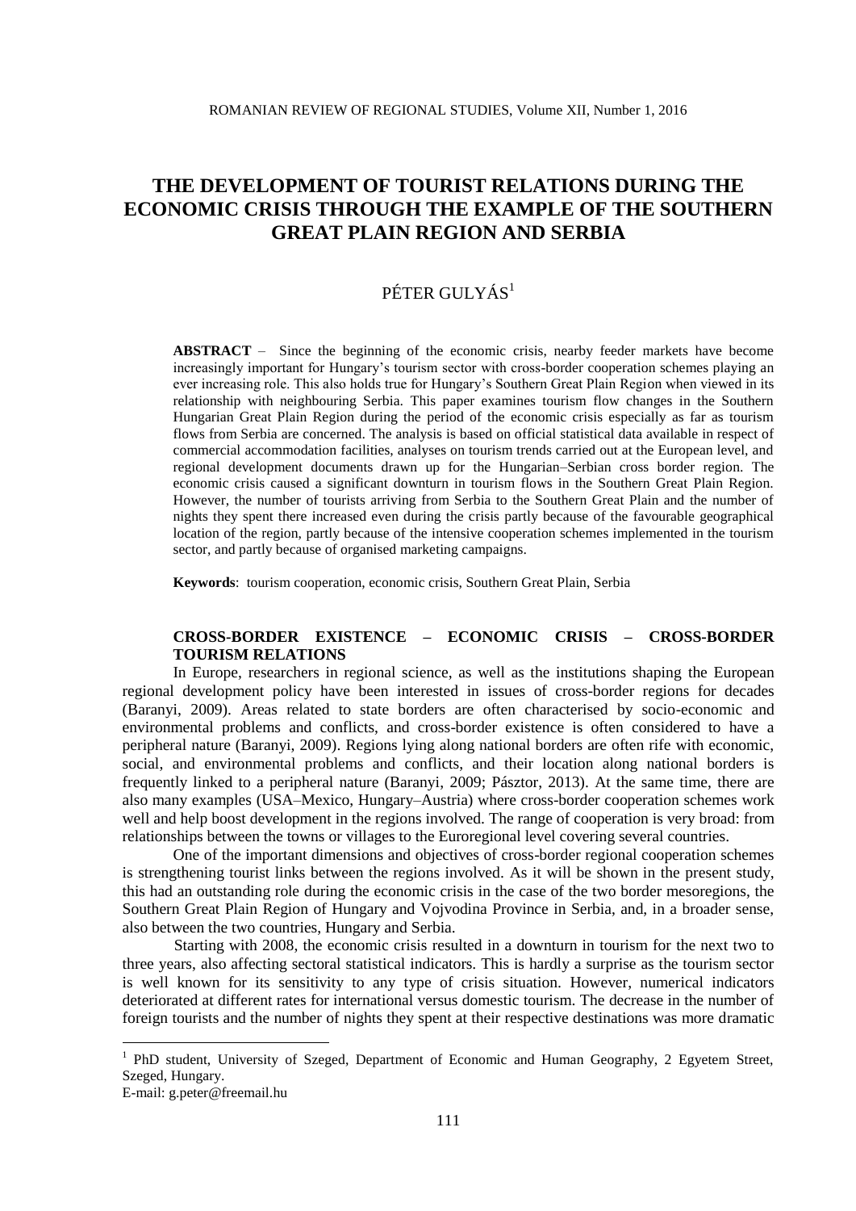# THE DEVELOPMENT OF TOURIST RELATIONS DURING THE ECONOMIC CRISIS THROUGH THE EXAMPLE OF THE SOUTHERN GREAT PLAIN REGION AND SERBIA

PÉTER GULYÁS[1]

**ABSTRACT** – Since the beginning of the economic crisis, nearby feeder markets have become increasingly important for Hungary's tourism sector with cross-border cooperation schemes playing an ever increasing role. This also holds true for Hungary's Southern Great Plain Region when viewed in its relationship with neighbouring Serbia. This paper examines tourism flow changes in the Southern Hungarian Great Plain Region during the period of the economic crisis especially as far as tourism flows from Serbia are concerned. The analysis is based on official statistical data available in respect of commercial accommodation facilities, analyses on tourism trends carried out at the European level, and regional development documents drawn up for the Hungarian–Serbian cross border region. The economic crisis caused a significant downturn in tourism flows in the Southern Great Plain Region. However, the number of tourists arriving from Serbia to the Southern Great Plain and the number of nights they spent there increased even during the crisis partly because of the favourable geographical location of the region, partly because of the intensive cooperation schemes implemented in the tourism sector, and partly because of organised marketing campaigns.

**Keywords**: tourism cooperation, economic crisis, Southern Great Plain, Serbia

## CROSS-BORDER EXISTENCE – ECONOMIC CRISIS – CROSS-BORDER TOURISM RELATIONS

In Europe, researchers in regional science, as well as the institutions shaping the European regional development policy have been interested in issues of cross-border regions for decades (Baranyi, 2009). Areas related to state borders are often characterised by socio-economic and environmental problems and conflicts, and cross-border existence is often considered to have a peripheral nature (Baranyi, 2009). Regions lying along national borders are often rife with economic, social, and environmental problems and conflicts, and their location along national borders is frequently linked to a peripheral nature (Baranyi, 2009; Pásztor, 2013). At the same time, there are also many examples (USA–Mexico, Hungary–Austria) where cross-border cooperation schemes work well and help boost development in the regions involved. The range of cooperation is very broad: from relationships between the towns or villages to the Euroregional level covering several countries.

One of the important dimensions and objectives of cross-border regional cooperation schemes is strengthening tourist links between the regions involved. As it will be shown in the present study, this had an outstanding role during the economic crisis in the case of the two border mesoregions, the Southern Great Plain Region of Hungary and Vojvodina Province in Serbia, and, in a broader sense, also between the two countries, Hungary and Serbia.

Starting with 2008, the economic crisis resulted in a downturn in tourism for the next two to three years, also affecting sectoral statistical indicators. This is hardly a surprise as the tourism sector is well known for its sensitivity to any type of crisis situation. However, numerical indicators deteriorated at different rates for international versus domestic tourism. The decrease in the number of foreign tourists and the number of nights they spent at their respective destinations was more dramatic

---

[1] PhD student, University of Szeged, Department of Economic and Human Geography, 2 Egyetem Street, Szeged, Hungary.
E-mail: g.peter@freemail.hu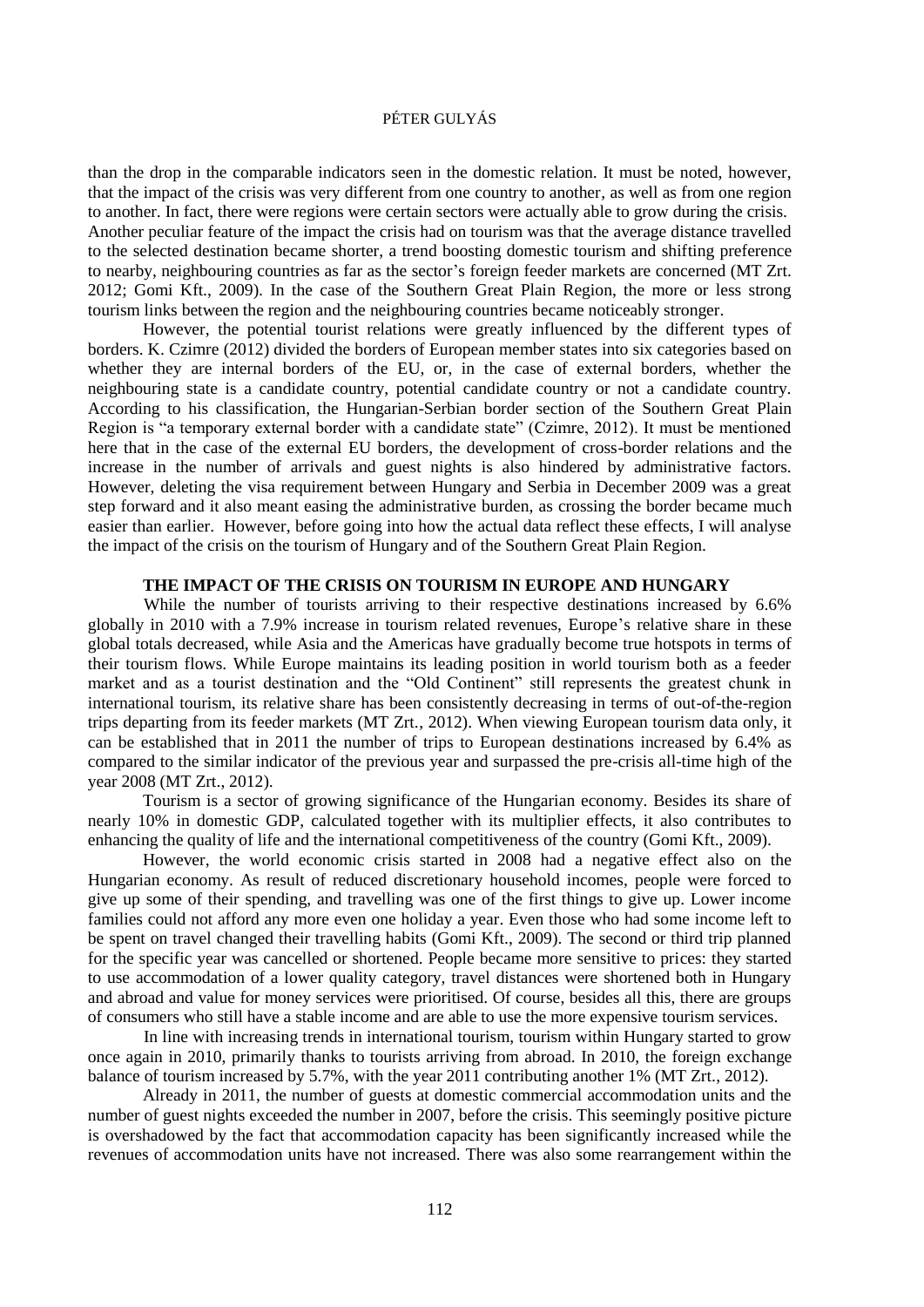than the drop in the comparable indicators seen in the domestic relation. It must be noted, however, that the impact of the crisis was very different from one country to another, as well as from one region to another. In fact, there were regions were certain sectors were actually able to grow during the crisis. Another peculiar feature of the impact the crisis had on tourism was that the average distance travelled to the selected destination became shorter, a trend boosting domestic tourism and shifting preference to nearby, neighbouring countries as far as the sector's foreign feeder markets are concerned (MT Zrt. 2012; Gomi Kft., 2009). In the case of the Southern Great Plain Region, the more or less strong tourism links between the region and the neighbouring countries became noticeably stronger.

However, the potential tourist relations were greatly influenced by the different types of borders. K. Czimre (2012) divided the borders of European member states into six categories based on whether they are internal borders of the EU, or, in the case of external borders, whether the neighbouring state is a candidate country, potential candidate country or not a candidate country. According to his classification, the Hungarian-Serbian border section of the Southern Great Plain Region is "a temporary external border with a candidate state" (Czimre, 2012). It must be mentioned here that in the case of the external EU borders, the development of cross-border relations and the increase in the number of arrivals and guest nights is also hindered by administrative factors. However, deleting the visa requirement between Hungary and Serbia in December 2009 was a great step forward and it also meant easing the administrative burden, as crossing the border became much easier than earlier. However, before going into how the actual data reflect these effects, I will analyse the impact of the crisis on the tourism of Hungary and of the Southern Great Plain Region.

## THE IMPACT OF THE CRISIS ON TOURISM IN EUROPE AND HUNGARY

While the number of tourists arriving to their respective destinations increased by 6.6% globally in 2010 with a 7.9% increase in tourism related revenues, Europe's relative share in these global totals decreased, while Asia and the Americas have gradually become true hotspots in terms of their tourism flows. While Europe maintains its leading position in world tourism both as a feeder market and as a tourist destination and the "Old Continent" still represents the greatest chunk in international tourism, its relative share has been consistently decreasing in terms of out-of-the-region trips departing from its feeder markets (MT Zrt., 2012). When viewing European tourism data only, it can be established that in 2011 the number of trips to European destinations increased by 6.4% as compared to the similar indicator of the previous year and surpassed the pre-crisis all-time high of the year 2008 (MT Zrt., 2012).

Tourism is a sector of growing significance of the Hungarian economy. Besides its share of nearly 10% in domestic GDP, calculated together with its multiplier effects, it also contributes to enhancing the quality of life and the international competitiveness of the country (Gomi Kft., 2009).

However, the world economic crisis started in 2008 had a negative effect also on the Hungarian economy. As result of reduced discretionary household incomes, people were forced to give up some of their spending, and travelling was one of the first things to give up. Lower income families could not afford any more even one holiday a year. Even those who had some income left to be spent on travel changed their travelling habits (Gomi Kft., 2009). The second or third trip planned for the specific year was cancelled or shortened. People became more sensitive to prices: they started to use accommodation of a lower quality category, travel distances were shortened both in Hungary and abroad and value for money services were prioritised. Of course, besides all this, there are groups of consumers who still have a stable income and are able to use the more expensive tourism services.

In line with increasing trends in international tourism, tourism within Hungary started to grow once again in 2010, primarily thanks to tourists arriving from abroad. In 2010, the foreign exchange balance of tourism increased by 5.7%, with the year 2011 contributing another 1% (MT Zrt., 2012).

Already in 2011, the number of guests at domestic commercial accommodation units and the number of guest nights exceeded the number in 2007, before the crisis. This seemingly positive picture is overshadowed by the fact that accommodation capacity has been significantly increased while the revenues of accommodation units have not increased. There was also some rearrangement within the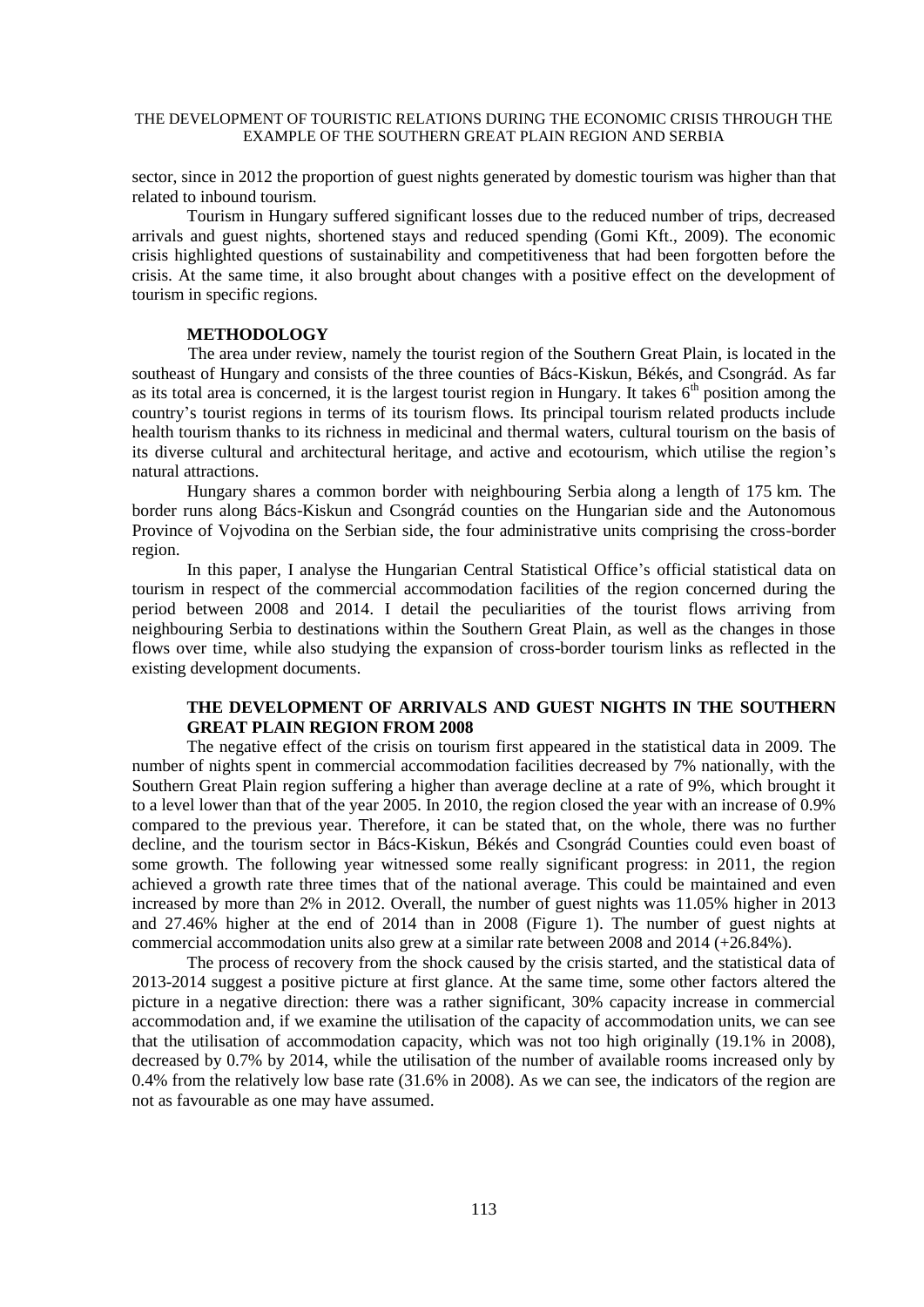sector, since in 2012 the proportion of guest nights generated by domestic tourism was higher than that related to inbound tourism.

Tourism in Hungary suffered significant losses due to the reduced number of trips, decreased arrivals and guest nights, shortened stays and reduced spending (Gomi Kft., 2009). The economic crisis highlighted questions of sustainability and competitiveness that had been forgotten before the crisis. At the same time, it also brought about changes with a positive effect on the development of tourism in specific regions.

## METHODOLOGY

The area under review, namely the tourist region of the Southern Great Plain, is located in the southeast of Hungary and consists of the three counties of Bács-Kiskun, Békés, and Csongrád. As far as its total area is concerned, it is the largest tourist region in Hungary. It takes 6th position among the country's tourist regions in terms of its tourism flows. Its principal tourism related products include health tourism thanks to its richness in medicinal and thermal waters, cultural tourism on the basis of its diverse cultural and architectural heritage, and active and ecotourism, which utilise the region's natural attractions.

Hungary shares a common border with neighbouring Serbia along a length of 175 km. The border runs along Bács-Kiskun and Csongrád counties on the Hungarian side and the Autonomous Province of Vojvodina on the Serbian side, the four administrative units comprising the cross-border region.

In this paper, I analyse the Hungarian Central Statistical Office's official statistical data on tourism in respect of the commercial accommodation facilities of the region concerned during the period between 2008 and 2014. I detail the peculiarities of the tourist flows arriving from neighbouring Serbia to destinations within the Southern Great Plain, as well as the changes in those flows over time, while also studying the expansion of cross-border tourism links as reflected in the existing development documents.

## THE DEVELOPMENT OF ARRIVALS AND GUEST NIGHTS IN THE SOUTHERN GREAT PLAIN REGION FROM 2008

The negative effect of the crisis on tourism first appeared in the statistical data in 2009. The number of nights spent in commercial accommodation facilities decreased by 7% nationally, with the Southern Great Plain region suffering a higher than average decline at a rate of 9%, which brought it to a level lower than that of the year 2005. In 2010, the region closed the year with an increase of 0.9% compared to the previous year. Therefore, it can be stated that, on the whole, there was no further decline, and the tourism sector in Bács-Kiskun, Békés and Csongrád Counties could even boast of some growth. The following year witnessed some really significant progress: in 2011, the region achieved a growth rate three times that of the national average. This could be maintained and even increased by more than 2% in 2012. Overall, the number of guest nights was 11.05% higher in 2013 and 27.46% higher at the end of 2014 than in 2008 (Figure 1). The number of guest nights at commercial accommodation units also grew at a similar rate between 2008 and 2014 (+26.84%).

The process of recovery from the shock caused by the crisis started, and the statistical data of 2013-2014 suggest a positive picture at first glance. At the same time, some other factors altered the picture in a negative direction: there was a rather significant, 30% capacity increase in commercial accommodation and, if we examine the utilisation of the capacity of accommodation units, we can see that the utilisation of accommodation capacity, which was not too high originally (19.1% in 2008), decreased by 0.7% by 2014, while the utilisation of the number of available rooms increased only by 0.4% from the relatively low base rate (31.6% in 2008). As we can see, the indicators of the region are not as favourable as one may have assumed.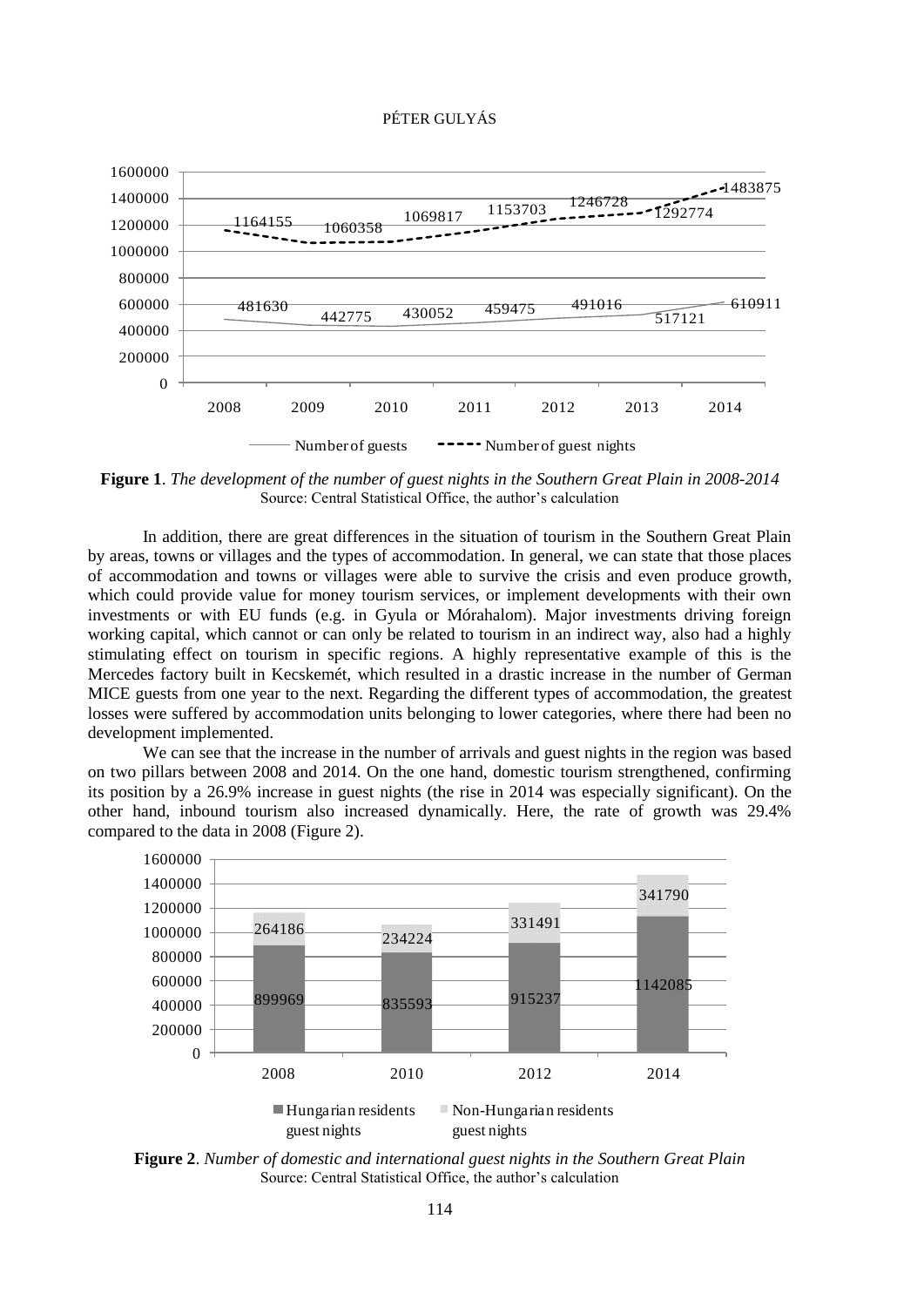**Figure 1**. *The development of the number of guest nights in the Southern Great Plain in 2008-2014*
Source: Central Statistical Office, the author's calculation

In addition, there are great differences in the situation of tourism in the Southern Great Plain by areas, towns or villages and the types of accommodation. In general, we can state that those places of accommodation and towns or villages were able to survive the crisis and even produce growth, which could provide value for money tourism services, or implement developments with their own investments or with EU funds (e.g. in Gyula or Mórahalom). Major investments driving foreign working capital, which cannot or can only be related to tourism in an indirect way, also had a highly stimulating effect on tourism in specific regions. A highly representative example of this is the Mercedes factory built in Kecskemét, which resulted in a drastic increase in the number of German MICE guests from one year to the next. Regarding the different types of accommodation, the greatest losses were suffered by accommodation units belonging to lower categories, where there had been no development implemented.

We can see that the increase in the number of arrivals and guest nights in the region was based on two pillars between 2008 and 2014. On the one hand, domestic tourism strengthened, confirming its position by a 26.9% increase in guest nights (the rise in 2014 was especially significant). On the other hand, inbound tourism also increased dynamically. Here, the rate of growth was 29.4% compared to the data in 2008 (Figure 2).

**Figure 2**. *Number of domestic and international guest nights in the Southern Great Plain*
Source: Central Statistical Office, the author's calculation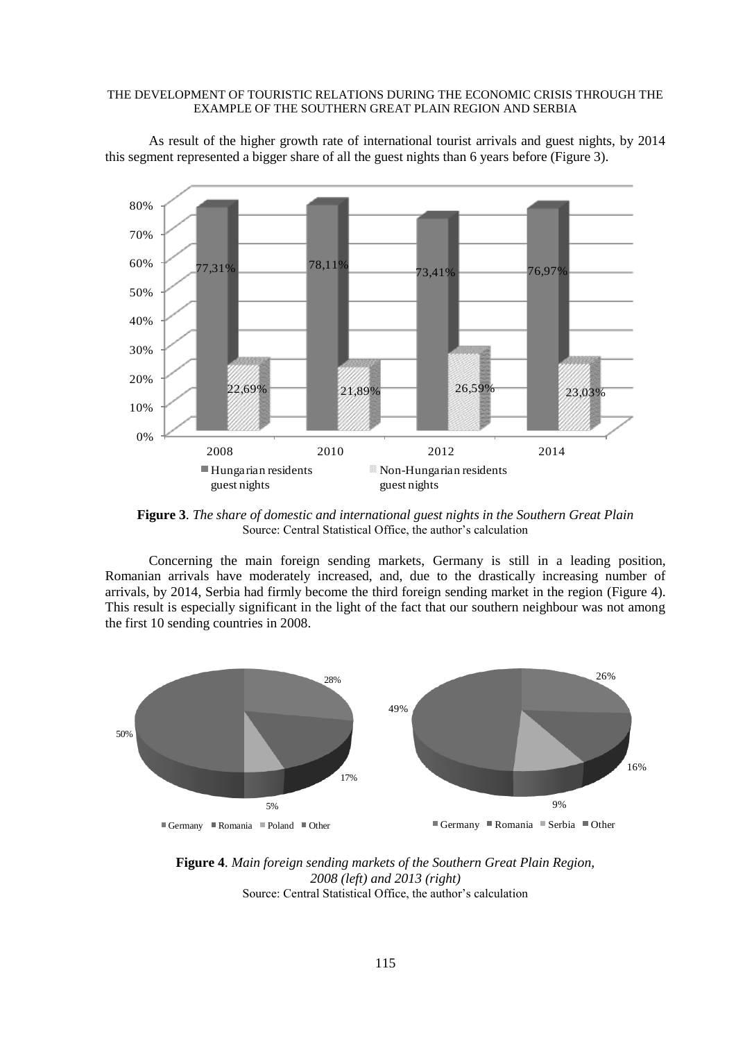As result of the higher growth rate of international tourist arrivals and guest nights, by 2014 this segment represented a bigger share of all the guest nights than 6 years before (Figure 3).

**Figure 3**. *The share of domestic and international guest nights in the Southern Great Plain*
Source: Central Statistical Office, the author's calculation

Concerning the main foreign sending markets, Germany is still in a leading position, Romanian arrivals have moderately increased, and, due to the drastically increasing number of arrivals, by 2014, Serbia had firmly become the third foreign sending market in the region (Figure 4). This result is especially significant in the light of the fact that our southern neighbour was not among the first 10 sending countries in 2008.

**Figure 4**. *Main foreign sending markets of the Southern Great Plain Region, 2008 (left) and 2013 (right)*
Source: Central Statistical Office, the author's calculation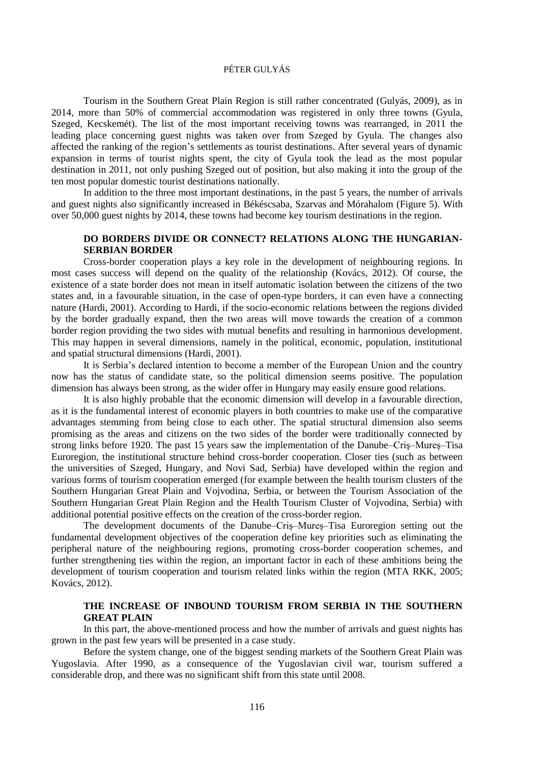Tourism in the Southern Great Plain Region is still rather concentrated (Gulyás, 2009), as in 2014, more than 50% of commercial accommodation was registered in only three towns (Gyula, Szeged, Kecskemét). The list of the most important receiving towns was rearranged, in 2011 the leading place concerning guest nights was taken over from Szeged by Gyula. The changes also affected the ranking of the region's settlements as tourist destinations. After several years of dynamic expansion in terms of tourist nights spent, the city of Gyula took the lead as the most popular destination in 2011, not only pushing Szeged out of position, but also making it into the group of the ten most popular domestic tourist destinations nationally.

In addition to the three most important destinations, in the past 5 years, the number of arrivals and guest nights also significantly increased in Békéscsaba, Szarvas and Mórahalom (Figure 5). With over 50,000 guest nights by 2014, these towns had become key tourism destinations in the region.

## DO BORDERS DIVIDE OR CONNECT? RELATIONS ALONG THE HUNGARIAN-SERBIAN BORDER

Cross-border cooperation plays a key role in the development of neighbouring regions. In most cases success will depend on the quality of the relationship (Kovács, 2012). Of course, the existence of a state border does not mean in itself automatic isolation between the citizens of the two states and, in a favourable situation, in the case of open-type borders, it can even have a connecting nature (Hardi, 2001). According to Hardi, if the socio-economic relations between the regions divided by the border gradually expand, then the two areas will move towards the creation of a common border region providing the two sides with mutual benefits and resulting in harmonious development. This may happen in several dimensions, namely in the political, economic, population, institutional and spatial structural dimensions (Hardi, 2001).

It is Serbia's declared intention to become a member of the European Union and the country now has the status of candidate state, so the political dimension seems positive. The population dimension has always been strong, as the wider offer in Hungary may easily ensure good relations.

It is also highly probable that the economic dimension will develop in a favourable direction, as it is the fundamental interest of economic players in both countries to make use of the comparative advantages stemming from being close to each other. The spatial structural dimension also seems promising as the areas and citizens on the two sides of the border were traditionally connected by strong links before 1920. The past 15 years saw the implementation of the Danube–Criș–Mureș–Tisa Euroregion, the institutional structure behind cross-border cooperation. Closer ties (such as between the universities of Szeged, Hungary, and Novi Sad, Serbia) have developed within the region and various forms of tourism cooperation emerged (for example between the health tourism clusters of the Southern Hungarian Great Plain and Vojvodina, Serbia, or between the Tourism Association of the Southern Hungarian Great Plain Region and the Health Tourism Cluster of Vojvodina, Serbia) with additional potential positive effects on the creation of the cross-border region.

The development documents of the Danube–Criș–Mureș–Tisa Euroregion setting out the fundamental development objectives of the cooperation define key priorities such as eliminating the peripheral nature of the neighbouring regions, promoting cross-border cooperation schemes, and further strengthening ties within the region, an important factor in each of these ambitions being the development of tourism cooperation and tourism related links within the region (MTA RKK, 2005; Kovács, 2012).

## THE INCREASE OF INBOUND TOURISM FROM SERBIA IN THE SOUTHERN GREAT PLAIN

In this part, the above-mentioned process and how the number of arrivals and guest nights has grown in the past few years will be presented in a case study.

Before the system change, one of the biggest sending markets of the Southern Great Plain was Yugoslavia. After 1990, as a consequence of the Yugoslavian civil war, tourism suffered a considerable drop, and there was no significant shift from this state until 2008.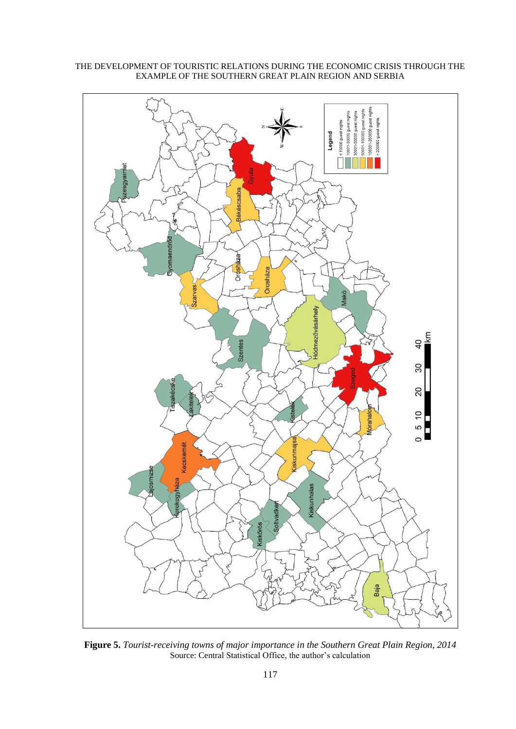**Figure 5.** *Tourist-receiving towns of major importance in the Southern Great Plain Region, 2014*
Source: Central Statistical Office, the author's calculation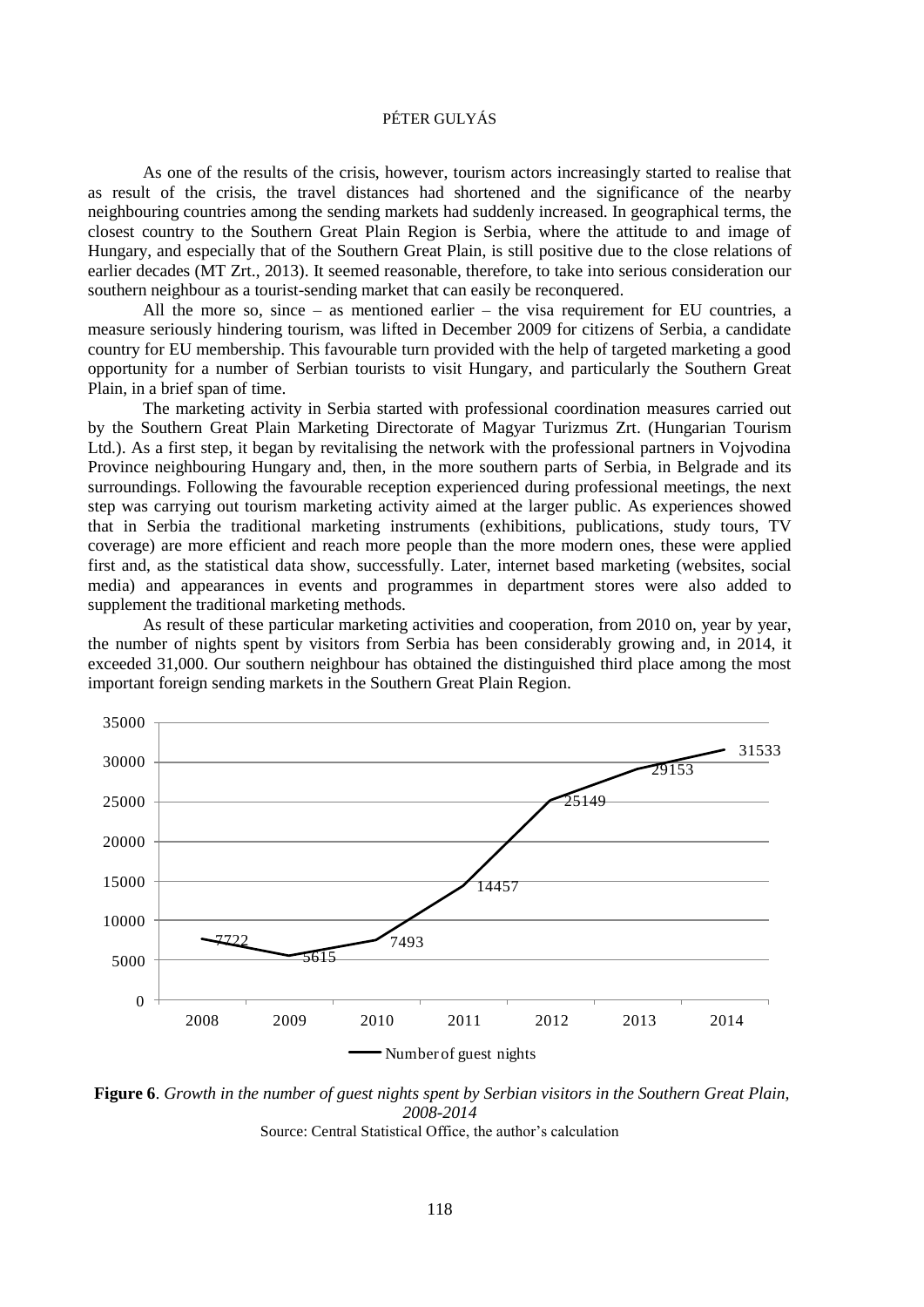As one of the results of the crisis, however, tourism actors increasingly started to realise that as result of the crisis, the travel distances had shortened and the significance of the nearby neighbouring countries among the sending markets had suddenly increased. In geographical terms, the closest country to the Southern Great Plain Region is Serbia, where the attitude to and image of Hungary, and especially that of the Southern Great Plain, is still positive due to the close relations of earlier decades (MT Zrt., 2013). It seemed reasonable, therefore, to take into serious consideration our southern neighbour as a tourist-sending market that can easily be reconquered.

All the more so, since – as mentioned earlier – the visa requirement for EU countries, a measure seriously hindering tourism, was lifted in December 2009 for citizens of Serbia, a candidate country for EU membership. This favourable turn provided with the help of targeted marketing a good opportunity for a number of Serbian tourists to visit Hungary, and particularly the Southern Great Plain, in a brief span of time.

The marketing activity in Serbia started with professional coordination measures carried out by the Southern Great Plain Marketing Directorate of Magyar Turizmus Zrt. (Hungarian Tourism Ltd.). As a first step, it began by revitalising the network with the professional partners in Vojvodina Province neighbouring Hungary and, then, in the more southern parts of Serbia, in Belgrade and its surroundings. Following the favourable reception experienced during professional meetings, the next step was carrying out tourism marketing activity aimed at the larger public. As experiences showed that in Serbia the traditional marketing instruments (exhibitions, publications, study tours, TV coverage) are more efficient and reach more people than the more modern ones, these were applied first and, as the statistical data show, successfully. Later, internet based marketing (websites, social media) and appearances in events and programmes in department stores were also added to supplement the traditional marketing methods.

As result of these particular marketing activities and cooperation, from 2010 on, year by year, the number of nights spent by visitors from Serbia has been considerably growing and, in 2014, it exceeded 31,000. Our southern neighbour has obtained the distinguished third place among the most important foreign sending markets in the Southern Great Plain Region.

| Year | Number of guest nights |
| --- | --- |
| 2008 | 7722 |
| 2009 | 5615 |
| 2010 | 7493 |
| 2011 | 14457 |
| 2012 | 25149 |
| 2013 | 29153 |
| 2014 | 31533 |

**Figure 6**. *Growth in the number of guest nights spent by Serbian visitors in the Southern Great Plain, 2008-2014*

Source: Central Statistical Office, the author's calculation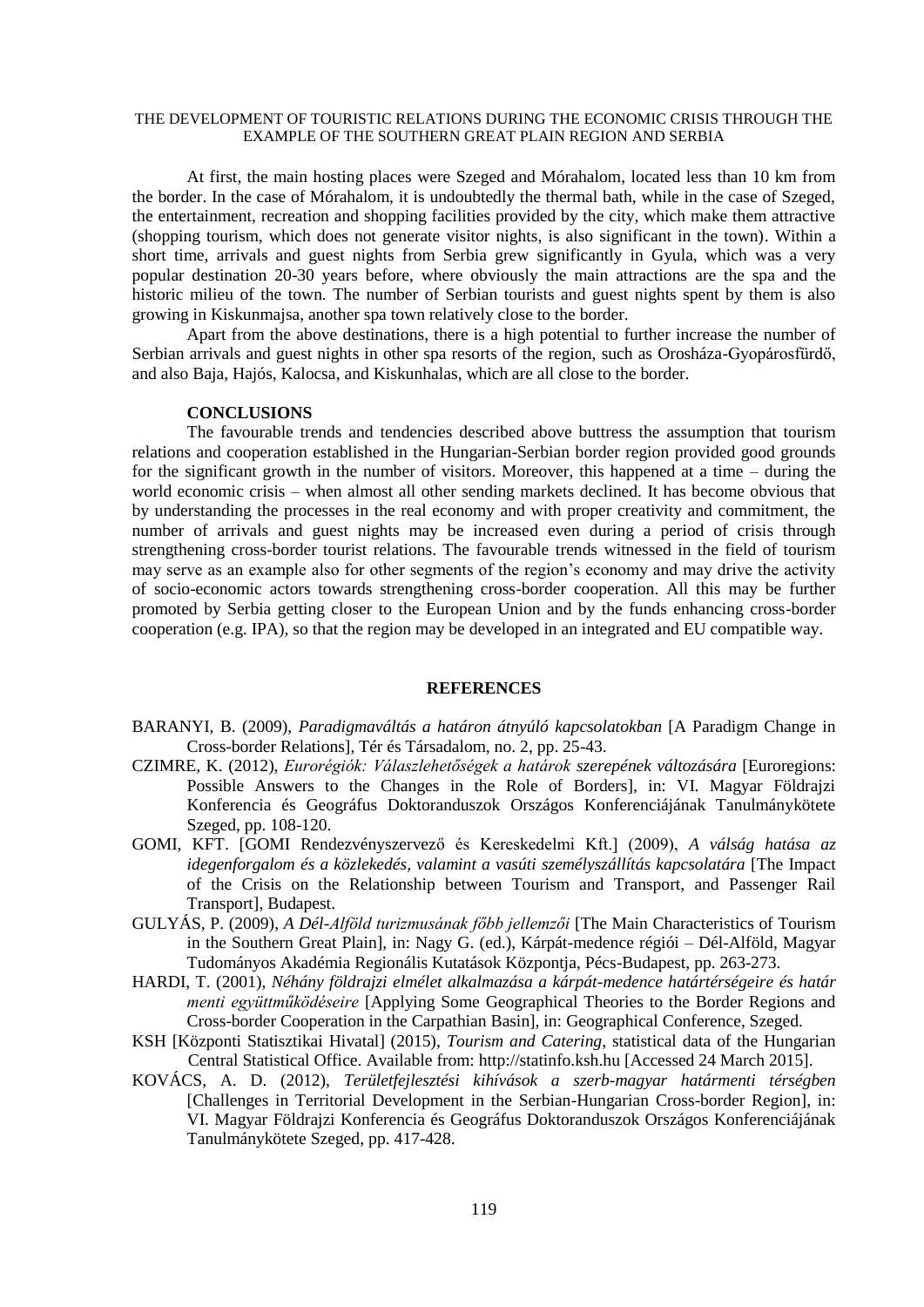At first, the main hosting places were Szeged and Mórahalom, located less than 10 km from the border. In the case of Mórahalom, it is undoubtedly the thermal bath, while in the case of Szeged, the entertainment, recreation and shopping facilities provided by the city, which make them attractive (shopping tourism, which does not generate visitor nights, is also significant in the town). Within a short time, arrivals and guest nights from Serbia grew significantly in Gyula, which was a very popular destination 20-30 years before, where obviously the main attractions are the spa and the historic milieu of the town. The number of Serbian tourists and guest nights spent by them is also growing in Kiskunmajsa, another spa town relatively close to the border.

Apart from the above destinations, there is a high potential to further increase the number of Serbian arrivals and guest nights in other spa resorts of the region, such as Orosháza-Gyopárosfürdő, and also Baja, Hajós, Kalocsa, and Kiskunhalas, which are all close to the border.

## CONCLUSIONS

The favourable trends and tendencies described above buttress the assumption that tourism relations and cooperation established in the Hungarian-Serbian border region provided good grounds for the significant growth in the number of visitors. Moreover, this happened at a time – during the world economic crisis – when almost all other sending markets declined. It has become obvious that by understanding the processes in the real economy and with proper creativity and commitment, the number of arrivals and guest nights may be increased even during a period of crisis through strengthening cross-border tourist relations. The favourable trends witnessed in the field of tourism may serve as an example also for other segments of the region's economy and may drive the activity of socio-economic actors towards strengthening cross-border cooperation. All this may be further promoted by Serbia getting closer to the European Union and by the funds enhancing cross-border cooperation (e.g. IPA), so that the region may be developed in an integrated and EU compatible way.

## REFERENCES

BARANYI, B. (2009), *Paradigmaváltás a határon átnyúló kapcsolatokban* [A Paradigm Change in Cross-border Relations], Tér és Társadalom, no. 2, pp. 25-43.

CZIMRE, K. (2012), *Eurorégiók: Válaszlehetőségek a határok szerepének változására* [Euroregions: Possible Answers to the Changes in the Role of Borders], in: VI. Magyar Földrajzi Konferencia és Geográfus Doktoranduszok Országos Konferenciájának Tanulmánykötete Szeged, pp. 108-120.

GOMI, KFT. [GOMI Rendezvényszervező és Kereskedelmi Kft.] (2009), *A válság hatása az idegenforgalom és a közlekedés, valamint a vasúti személyszállítás kapcsolatára* [The Impact of the Crisis on the Relationship between Tourism and Transport, and Passenger Rail Transport], Budapest.

GULYÁS, P. (2009), *A Dél-Alföld turizmusának főbb jellemzői* [The Main Characteristics of Tourism in the Southern Great Plain], in: Nagy G. (ed.), Kárpát-medence régiói – Dél-Alföld, Magyar Tudományos Akadémia Regionális Kutatások Központja, Pécs-Budapest, pp. 263-273.

HARDI, T. (2001), *Néhány földrajzi elmélet alkalmazása a kárpát-medence határtérségeire és határ menti együttműködéseire* [Applying Some Geographical Theories to the Border Regions and Cross-border Cooperation in the Carpathian Basin], in: Geographical Conference, Szeged.

KSH [Központi Statisztikai Hivatal] (2015), *Tourism and Catering*, statistical data of the Hungarian Central Statistical Office. Available from: http://statinfo.ksh.hu [Accessed 24 March 2015].

KOVÁCS, A. D. (2012), *Területfejlesztési kihívások a szerb-magyar határmenti térségben* [Challenges in Territorial Development in the Serbian-Hungarian Cross-border Region], in: VI. Magyar Földrajzi Konferencia és Geográfus Doktoranduszok Országos Konferenciájának Tanulmánykötete Szeged, pp. 417-428.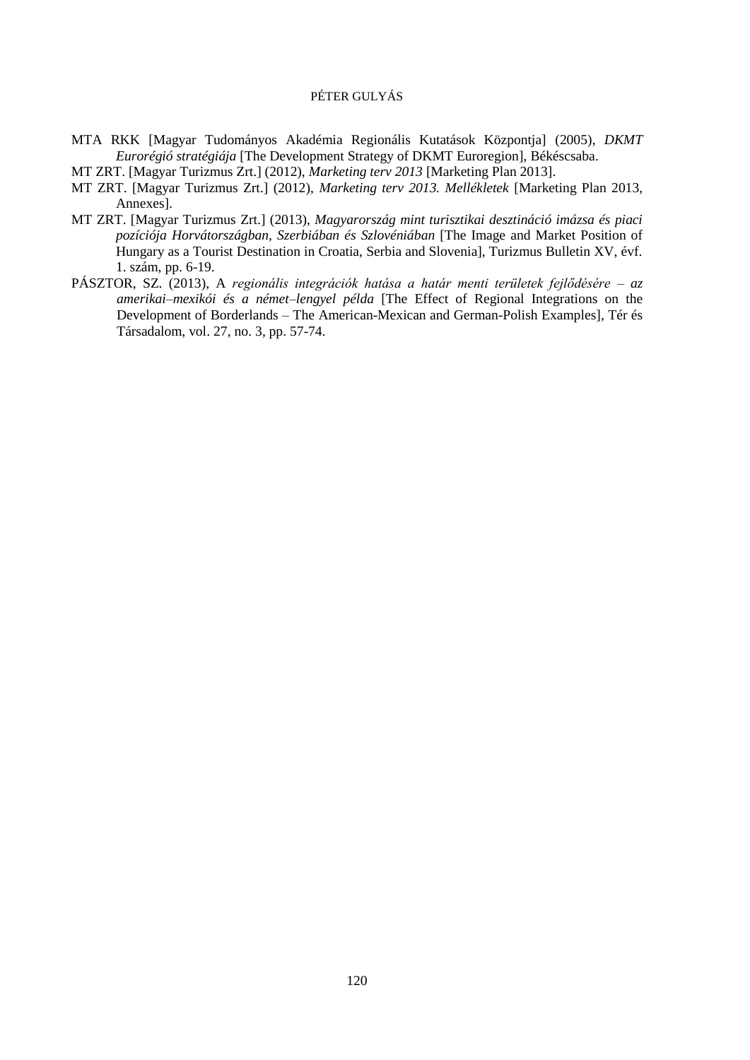MTA RKK [Magyar Tudományos Akadémia Regionális Kutatások Központja] (2005), *DKMT Eurorégió stratégiája* [The Development Strategy of DKMT Euroregion], Békéscsaba.

MT ZRT. [Magyar Turizmus Zrt.] (2012), *Marketing terv 2013* [Marketing Plan 2013].

MT ZRT. [Magyar Turizmus Zrt.] (2012), *Marketing terv 2013. Mellékletek* [Marketing Plan 2013, Annexes].

MT ZRT. [Magyar Turizmus Zrt.] (2013), *Magyarország mint turisztikai desztináció imázsa és piaci pozíciója Horvátországban, Szerbiában és Szlovéniában* [The Image and Market Position of Hungary as a Tourist Destination in Croatia, Serbia and Slovenia], Turizmus Bulletin XV, évf. 1. szám, pp. 6-19.

PÁSZTOR, SZ. (2013), A *regionális integrációk hatása a határ menti területek fejlődésére – az amerikai–mexikói és a német–lengyel példa* [The Effect of Regional Integrations on the Development of Borderlands – The American-Mexican and German-Polish Examples], Tér és Társadalom, vol. 27, no. 3, pp. 57-74.